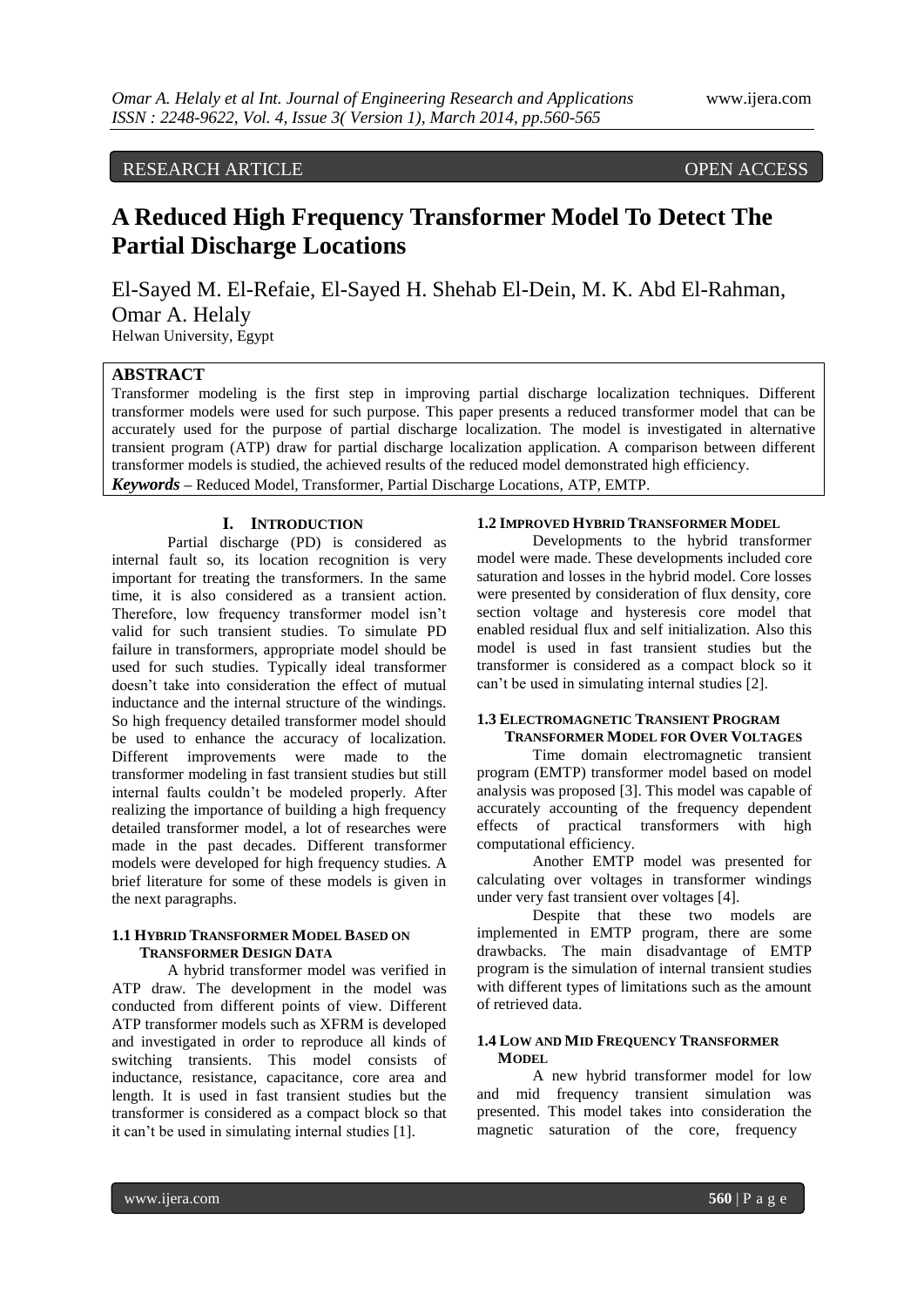RESEARCH ARTICLE OPEN ACCESS

# A Reduced High Frequency Transformer Model To Detect The Partial Discharge Locations

El-Sayed M. El-Refaie, El-Sayed H. Shehab El-Dein, M. K. Abd El-Rahman, Omar A. Helaly

Helwan University, Egypt

## ABSTRACT

Transformer modeling is the first step in improving partial discharge localization techniques. Different transformer models were used for such purpose. This paper presents a reduced transformer model that can be accurately used for the purpose of partial discharge localization. The model is investigated in alternative transient program (ATP) draw for partial discharge localization application. A comparison between different transformer models is studied, the achieved results of the reduced model demonstrated high efficiency.

***Keywords*** **–** Reduced Model, Transformer, Partial Discharge Locations, ATP, EMTP.

## I. INTRODUCTION

Partial discharge (PD) is considered as internal fault so, its location recognition is very important for treating the transformers. In the same time, it is also considered as a transient action. Therefore, low frequency transformer model isn't valid for such transient studies. To simulate PD failure in transformers, appropriate model should be used for such studies. Typically ideal transformer doesn't take into consideration the effect of mutual inductance and the internal structure of the windings. So high frequency detailed transformer model should be used to enhance the accuracy of localization. Different improvements were made to the transformer modeling in fast transient studies but still internal faults couldn't be modeled properly. After realizing the importance of building a high frequency detailed transformer model, a lot of researches were made in the past decades. Different transformer models were developed for high frequency studies. A brief literature for some of these models is given in the next paragraphs.

### 1.1 HYBRID TRANSFORMER MODEL BASED ON TRANSFORMER DESIGN DATA

A hybrid transformer model was verified in ATP draw. The development in the model was conducted from different points of view. Different ATP transformer models such as XFRM is developed and investigated in order to reproduce all kinds of switching transients. This model consists of inductance, resistance, capacitance, core area and length. It is used in fast transient studies but the transformer is considered as a compact block so that it can't be used in simulating internal studies [1].

### 1.2 IMPROVED HYBRID TRANSFORMER MODEL

Developments to the hybrid transformer model were made. These developments included core saturation and losses in the hybrid model. Core losses were presented by consideration of flux density, core section voltage and hysteresis core model that enabled residual flux and self initialization. Also this model is used in fast transient studies but the transformer is considered as a compact block so it can't be used in simulating internal studies [2].

### 1.3 ELECTROMAGNETIC TRANSIENT PROGRAM TRANSFORMER MODEL FOR OVER VOLTAGES

Time domain electromagnetic transient program (EMTP) transformer model based on model analysis was proposed [3]. This model was capable of accurately accounting of the frequency dependent effects of practical transformers with high computational efficiency.

Another EMTP model was presented for calculating over voltages in transformer windings under very fast transient over voltages [4].

Despite that these two models are implemented in EMTP program, there are some drawbacks. The main disadvantage of EMTP program is the simulation of internal transient studies with different types of limitations such as the amount of retrieved data.

### 1.4 LOW AND MID FREQUENCY TRANSFORMER MODEL

A new hybrid transformer model for low and mid frequency transient simulation was presented. This model takes into consideration the magnetic saturation of the core, frequency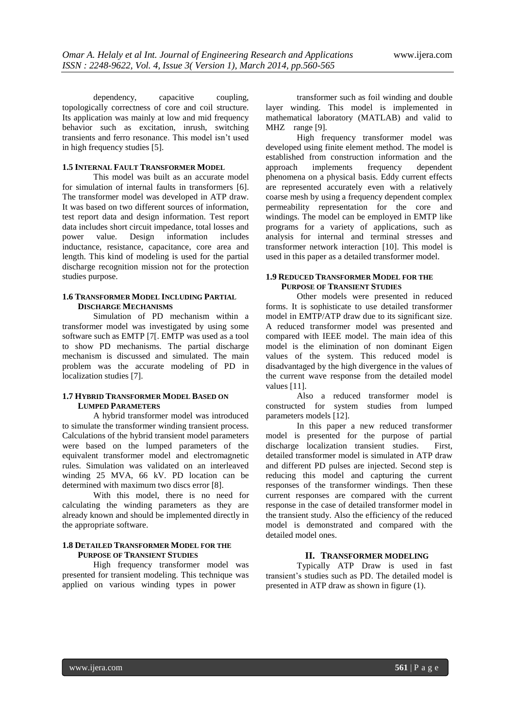dependency, capacitive coupling, topologically correctness of core and coil structure. Its application was mainly at low and mid frequency behavior such as excitation, inrush, switching transients and ferro resonance. This model isn't used in high frequency studies [5].

### 1.5 Internal Fault Transformer Model

This model was built as an accurate model for simulation of internal faults in transformers [6]. The transformer model was developed in ATP draw. It was based on two different sources of information, test report data and design information. Test report data includes short circuit impedance, total losses and power value. Design information includes inductance, resistance, capacitance, core area and length. This kind of modeling is used for the partial discharge recognition mission not for the protection studies purpose.

### 1.6 Transformer Model Including Partial Discharge Mechanisms

Simulation of PD mechanism within a transformer model was investigated by using some software such as EMTP [7[. EMTP was used as a tool to show PD mechanisms. The partial discharge mechanism is discussed and simulated. The main problem was the accurate modeling of PD in localization studies [7].

### 1.7 Hybrid Transformer Model Based on Lumped Parameters

A hybrid transformer model was introduced to simulate the transformer winding transient process. Calculations of the hybrid transient model parameters were based on the lumped parameters of the equivalent transformer model and electromagnetic rules. Simulation was validated on an interleaved winding 25 MVA, 66 kV. PD location can be determined with maximum two discs error [8].

With this model, there is no need for calculating the winding parameters as they are already known and should be implemented directly in the appropriate software.

### 1.8 Detailed Transformer Model for the Purpose of Transient Studies

High frequency transformer model was presented for transient modeling. This technique was applied on various winding types in power transformer such as foil winding and double layer winding. This model is implemented in mathematical laboratory (MATLAB) and valid to MHZ range [9].

High frequency transformer model was developed using finite element method. The model is established from construction information and the approach implements frequency dependent phenomena on a physical basis. Eddy current effects are represented accurately even with a relatively coarse mesh by using a frequency dependent complex permeability representation for the core and windings. The model can be employed in EMTP like programs for a variety of applications, such as analysis for internal and terminal stresses and transformer network interaction [10]. This model is used in this paper as a detailed transformer model.

### 1.9 Reduced Transformer Model for the Purpose of Transient Studies

Other models were presented in reduced forms. It is sophisticate to use detailed transformer model in EMTP/ATP draw due to its significant size. A reduced transformer model was presented and compared with IEEE model. The main idea of this model is the elimination of non dominant Eigen values of the system. This reduced model is disadvantaged by the high divergence in the values of the current wave response from the detailed model values [11].

Also a reduced transformer model is constructed for system studies from lumped parameters models [12].

In this paper a new reduced transformer model is presented for the purpose of partial discharge localization transient studies. First, detailed transformer model is simulated in ATP draw and different PD pulses are injected. Second step is reducing this model and capturing the current responses of the transformer windings. Then these current responses are compared with the current response in the case of detailed transformer model in the transient study. Also the efficiency of the reduced model is demonstrated and compared with the detailed model ones.

## II. Transformer Modeling

Typically ATP Draw is used in fast transient's studies such as PD. The detailed model is presented in ATP draw as shown in figure (1).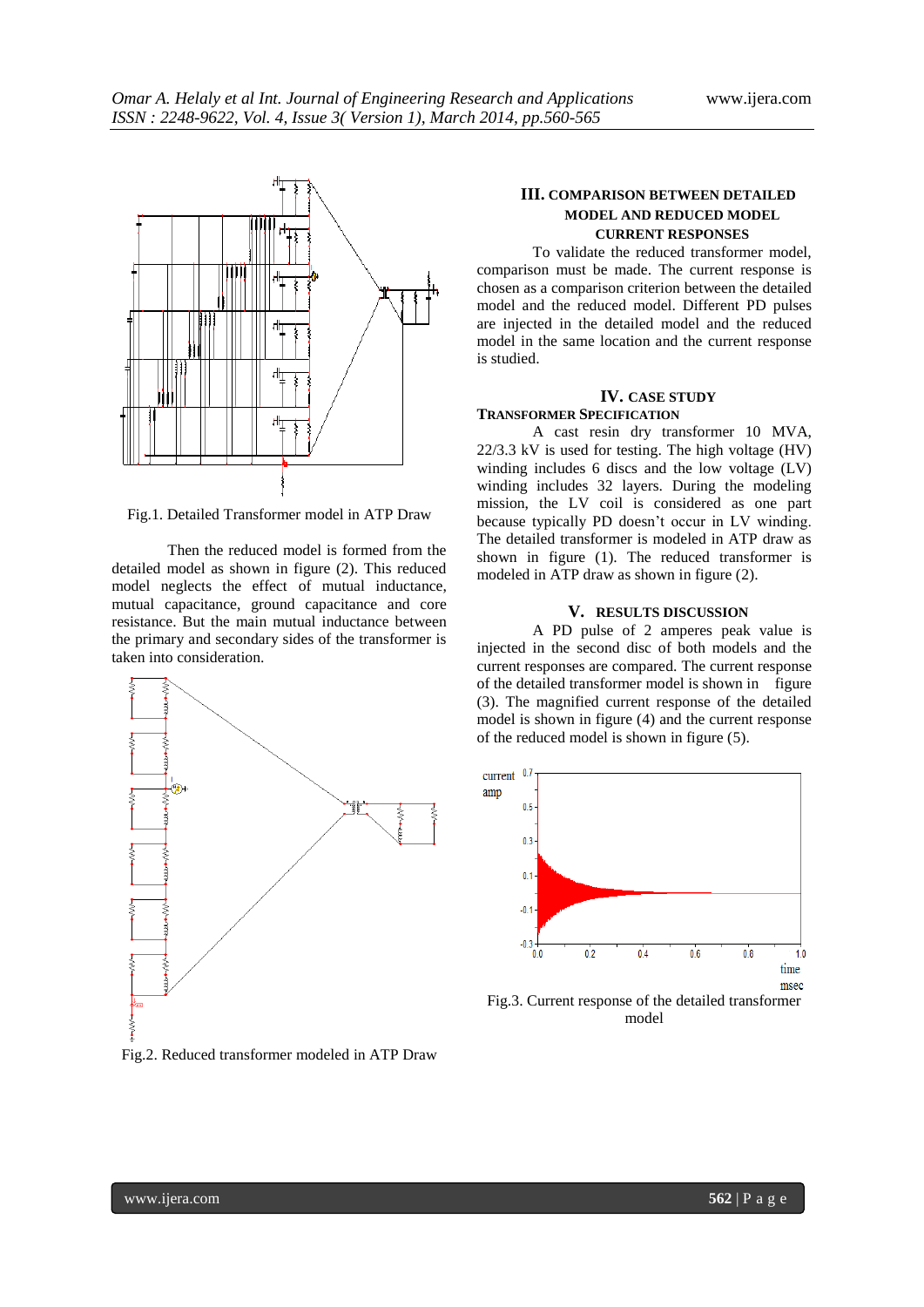Fig.1. Detailed Transformer model in ATP Draw

Then the reduced model is formed from the detailed model as shown in figure (2). This reduced model neglects the effect of mutual inductance, mutual capacitance, ground capacitance and core resistance. But the main mutual inductance between the primary and secondary sides of the transformer is taken into consideration.

Fig.2. Reduced transformer modeled in ATP Draw

## III. COMPARISON BETWEEN DETAILED MODEL AND REDUCED MODEL CURRENT RESPONSES

To validate the reduced transformer model, comparison must be made. The current response is chosen as a comparison criterion between the detailed model and the reduced model. Different PD pulses are injected in the detailed model and the reduced model in the same location and the current response is studied.

## IV. CASE STUDY

### TRANSFORMER SPECIFICATION

A cast resin dry transformer 10 MVA, 22/3.3 kV is used for testing. The high voltage (HV) winding includes 6 discs and the low voltage (LV) winding includes 32 layers. During the modeling mission, the LV coil is considered as one part because typically PD doesn't occur in LV winding. The detailed transformer is modeled in ATP draw as shown in figure (1). The reduced transformer is modeled in ATP draw as shown in figure (2).

## V. RESULTS DISCUSSION

A PD pulse of 2 amperes peak value is injected in the second disc of both models and the current responses are compared. The current response of the detailed transformer model is shown in figure (3). The magnified current response of the detailed model is shown in figure (4) and the current response of the reduced model is shown in figure (5).

Fig.3. Current response of the detailed transformer model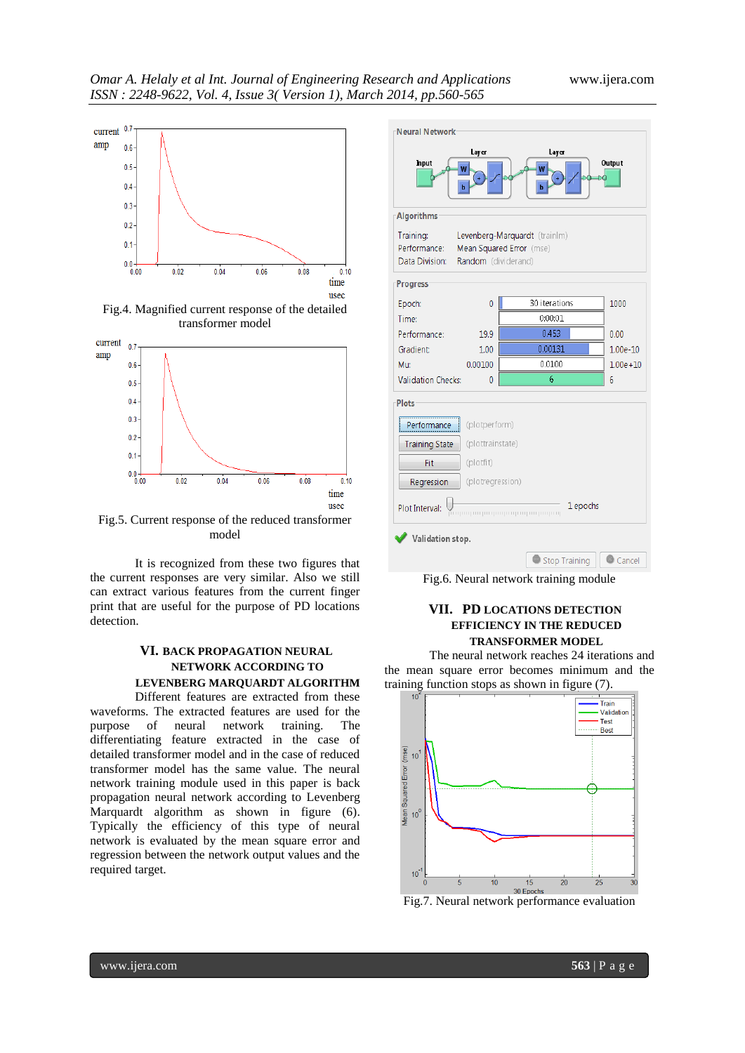Fig.4. Magnified current response of the detailed transformer model

Fig.5. Current response of the reduced transformer model

It is recognized from these two figures that the current responses are very similar. Also we still can extract various features from the current finger print that are useful for the purpose of PD locations detection.

## VI. BACK PROPAGATION NEURAL NETWORK ACCORDING TO LEVENBERG MARQUARDT ALGORITHM

Different features are extracted from these waveforms. The extracted features are used for the purpose of neural network training. The differentiating feature extracted in the case of detailed transformer model and in the case of reduced transformer model has the same value. The neural network training module used in this paper is back propagation neural network according to Levenberg Marquardt algorithm as shown in figure (6). Typically the efficiency of this type of neural network is evaluated by the mean square error and regression between the network output values and the required target.

Fig.6. Neural network training module

## VII. PD LOCATIONS DETECTION EFFICIENCY IN THE REDUCED TRANSFORMER MODEL

The neural network reaches 24 iterations and the mean square error becomes minimum and the training function stops as shown in figure (7).

Fig.7. Neural network performance evaluation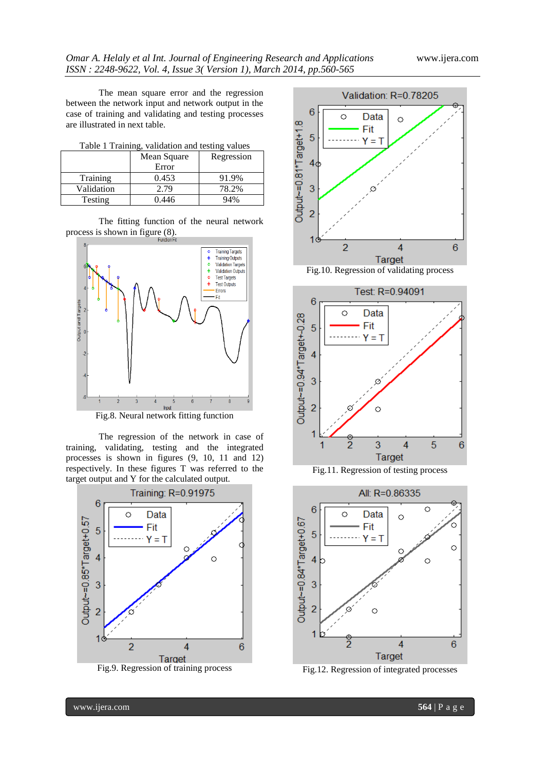The mean square error and the regression between the network input and network output in the case of training and validating and testing processes are illustrated in next table.

Table 1 Training, validation and testing values

| | Mean Square Error | Regression |
|---|---|---|
| Training | 0.453 | 91.9% |
| Validation | 2.79 | 78.2% |
| Testing | 0.446 | 94% |

The fitting function of the neural network process is shown in figure (8).

Fig.8. Neural network fitting function

The regression of the network in case of training, validating, testing and the integrated processes is shown in figures (9, 10, 11 and 12) respectively. In these figures T was referred to the target output and Y for the calculated output.

Fig.9. Regression of training process

Fig.10. Regression of validating process

Fig.11. Regression of testing process

Fig.12. Regression of integrated processes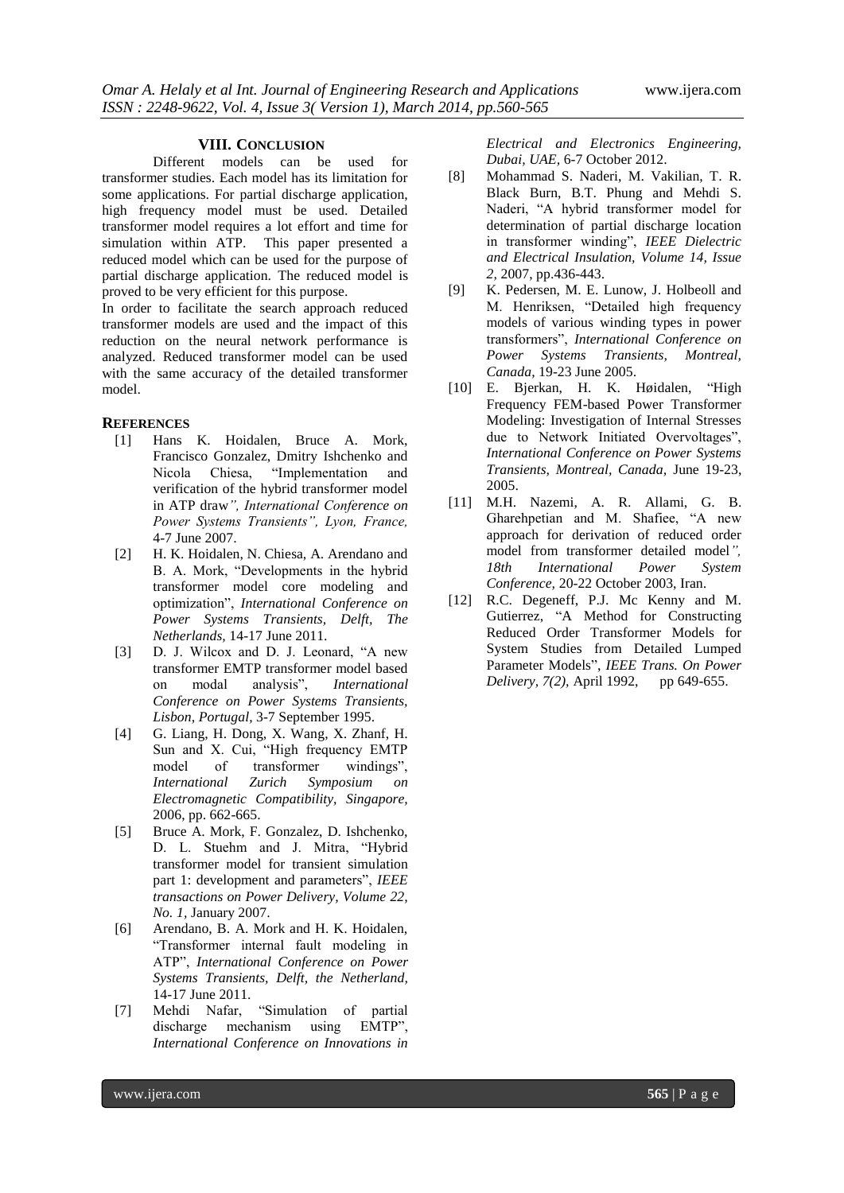## VIII. CONCLUSION

Different models can be used for transformer studies. Each model has its limitation for some applications. For partial discharge application, high frequency model must be used. Detailed transformer model requires a lot effort and time for simulation within ATP. This paper presented a reduced model which can be used for the purpose of partial discharge application. The reduced model is proved to be very efficient for this purpose.

In order to facilitate the search approach reduced transformer models are used and the impact of this reduction on the neural network performance is analyzed. Reduced transformer model can be used with the same accuracy of the detailed transformer model.

## REFERENCES

[1] Hans K. Hoidalen, Bruce A. Mork, Francisco Gonzalez, Dmitry Ishchenko and Nicola Chiesa, "Implementation and verification of the hybrid transformer model in ATP draw*", International Conference on Power Systems Transients", Lyon, France,* 4-7 June 2007.

[2] H. K. Hoidalen, N. Chiesa, A. Arendano and B. A. Mork, "Developments in the hybrid transformer model core modeling and optimization", *International Conference on Power Systems Transients, Delft, The Netherlands,* 14-17 June 2011.

[3] D. J. Wilcox and D. J. Leonard, "A new transformer EMTP transformer model based on modal analysis", *International Conference on Power Systems Transients, Lisbon, Portugal,* 3-7 September 1995.

[4] G. Liang, H. Dong, X. Wang, X. Zhanf, H. Sun and X. Cui, "High frequency EMTP model of transformer windings", *International Zurich Symposium on Electromagnetic Compatibility, Singapore,* 2006, pp. 662-665.

[5] Bruce A. Mork, F. Gonzalez, D. Ishchenko, D. L. Stuehm and J. Mitra, "Hybrid transformer model for transient simulation part 1: development and parameters", *IEEE transactions on Power Delivery, Volume 22, No. 1,* January 2007.

[6] Arendano, B. A. Mork and H. K. Hoidalen, "Transformer internal fault modeling in ATP", *International Conference on Power Systems Transients, Delft, the Netherland,* 14-17 June 2011.

[7] Mehdi Nafar, "Simulation of partial discharge mechanism using EMTP", *International Conference on Innovations in Electrical and Electronics Engineering, Dubai, UAE,* 6-7 October 2012.

[8] Mohammad S. Naderi, M. Vakilian, T. R. Black Burn, B.T. Phung and Mehdi S. Naderi, "A hybrid transformer model for determination of partial discharge location in transformer winding", *IEEE Dielectric and Electrical Insulation, Volume 14, Issue 2,* 2007, pp.436-443.

[9] K. Pedersen, M. E. Lunow, J. Holbeoll and M. Henriksen, "Detailed high frequency models of various winding types in power transformers", *International Conference on Power Systems Transients, Montreal, Canada,* 19-23 June 2005.

[10] E. Bjerkan, H. K. Høidalen, "High Frequency FEM-based Power Transformer Modeling: Investigation of Internal Stresses due to Network Initiated Overvoltages", *International Conference on Power Systems Transients, Montreal, Canada,* June 19-23, 2005.

[11] M.H. Nazemi, A. R. Allami, G. B. Gharehpetian and M. Shafiee, "A new approach for derivation of reduced order model from transformer detailed model*", 18th International Power System Conference,* 20-22 October 2003, Iran.

[12] R.C. Degeneff, P.J. Mc Kenny and M. Gutierrez, "A Method for Constructing Reduced Order Transformer Models for System Studies from Detailed Lumped Parameter Models", *IEEE Trans. On Power Delivery, 7(2),* April 1992, pp 649-655.